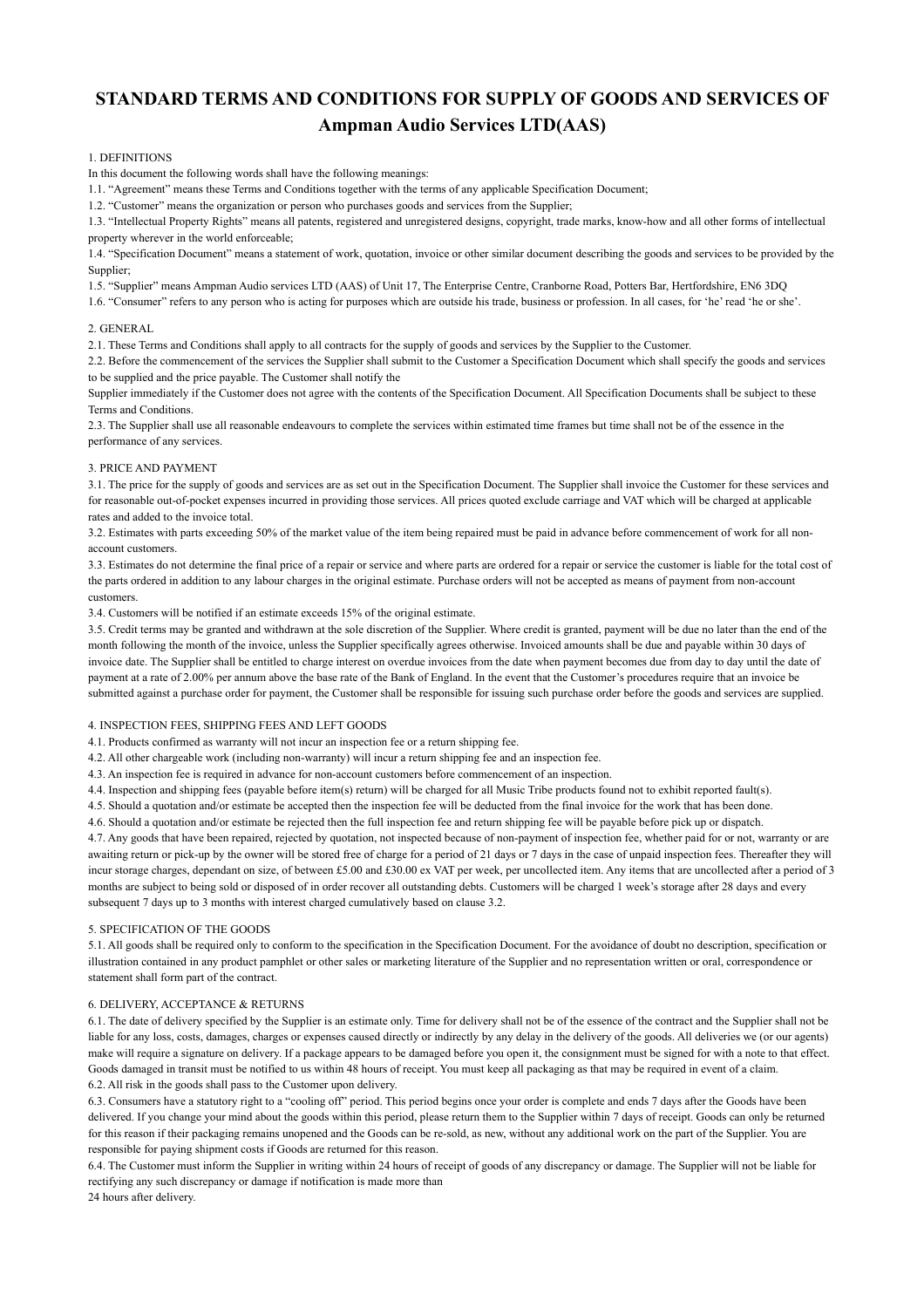# STANDARD TERMS AND CONDITIONS FOR SUPPLY OF GOODS AND SERVICES OF Ampman Audio Services LTD(AAS)

1. DEFINITIONS

In this document the following words shall have the following meanings:

1.1. "Agreement" means these Terms and Conditions together with the terms of any applicable Specification Document;

1.2. "Customer" means the organization or person who purchases goods and services from the Supplier;

1.3. "Intellectual Property Rights" means all patents, registered and unregistered designs, copyright, trade marks, know-how and all other forms of intellectual property wherever in the world enforceable;

1.4. "Specification Document" means a statement of work, quotation, invoice or other similar document describing the goods and services to be provided by the Supplier;

1.5. "Supplier" means Ampman Audio services LTD (AAS) of Unit 17, The Enterprise Centre, Cranborne Road, Potters Bar, Hertfordshire, EN6 3DQ

1.6. "Consumer" refers to any person who is acting for purposes which are outside his trade, business or profession. In all cases, for 'he' read 'he or she'.

2. GENERAL

2.1. These Terms and Conditions shall apply to all contracts for the supply of goods and services by the Supplier to the Customer.

2.2. Before the commencement of the services the Supplier shall submit to the Customer a Specification Document which shall specify the goods and services to be supplied and the price payable. The Customer shall notify the Supplier immediately if the Customer does not agree with the contents of the Specification Document. All Specification Documents shall be subject to these Terms and Conditions.

2.3. The Supplier shall use all reasonable endeavours to complete the services within estimated time frames but time shall not be of the essence in the performance of any services.

3. PRICE AND PAYMENT

3.1. The price for the supply of goods and services are as set out in the Specification Document. The Supplier shall invoice the Customer for these services and for reasonable out-of-pocket expenses incurred in providing those services. All prices quoted exclude carriage and VAT which will be charged at applicable rates and added to the invoice total.

3.2. Estimates with parts exceeding 50% of the market value of the item being repaired must be paid in advance before commencement of work for all non-account customers.

3.3. Estimates do not determine the final price of a repair or service and where parts are ordered for a repair or service the customer is liable for the total cost of the parts ordered in addition to any labour charges in the original estimate. Purchase orders will not be accepted as means of payment from non-account customers.

3.4. Customers will be notified if an estimate exceeds 15% of the original estimate.

3.5. Credit terms may be granted and withdrawn at the sole discretion of the Supplier. Where credit is granted, payment will be due no later than the end of the month following the month of the invoice, unless the Supplier specifically agrees otherwise. Invoiced amounts shall be due and payable within 30 days of invoice date. The Supplier shall be entitled to charge interest on overdue invoices from the date when payment becomes due from day to day until the date of payment at a rate of 2.00% per annum above the base rate of the Bank of England. In the event that the Customer's procedures require that an invoice be submitted against a purchase order for payment, the Customer shall be responsible for issuing such purchase order before the goods and services are supplied.

4. INSPECTION FEES, SHIPPING FEES AND LEFT GOODS

4.1. Products confirmed as warranty will not incur an inspection fee or a return shipping fee.

4.2. All other chargeable work (including non-warranty) will incur a return shipping fee and an inspection fee.

4.3. An inspection fee is required in advance for non-account customers before commencement of an inspection.

4.4. Inspection and shipping fees (payable before item(s) return) will be charged for all Music Tribe products found not to exhibit reported fault(s).

4.5. Should a quotation and/or estimate be accepted then the inspection fee will be deducted from the final invoice for the work that has been done.

4.6. Should a quotation and/or estimate be rejected then the full inspection fee and return shipping fee will be payable before pick up or dispatch.

4.7. Any goods that have been repaired, rejected by quotation, not inspected because of non-payment of inspection fee, whether paid for or not, warranty or are awaiting return or pick-up by the owner will be stored free of charge for a period of 21 days or 7 days in the case of unpaid inspection fees. Thereafter they will incur storage charges, dependant on size, of between £5.00 and £30.00 ex VAT per week, per uncollected item. Any items that are uncollected after a period of 3 months are subject to being sold or disposed of in order recover all outstanding debts. Customers will be charged 1 week's storage after 28 days and every subsequent 7 days up to 3 months with interest charged cumulatively based on clause 3.2.

5. SPECIFICATION OF THE GOODS

5.1. All goods shall be required only to conform to the specification in the Specification Document. For the avoidance of doubt no description, specification or illustration contained in any product pamphlet or other sales or marketing literature of the Supplier and no representation written or oral, correspondence or statement shall form part of the contract.

6. DELIVERY, ACCEPTANCE & RETURNS

6.1. The date of delivery specified by the Supplier is an estimate only. Time for delivery shall not be of the essence of the contract and the Supplier shall not be liable for any loss, costs, damages, charges or expenses caused directly or indirectly by any delay in the delivery of the goods. All deliveries we (or our agents) make will require a signature on delivery. If a package appears to be damaged before you open it, the consignment must be signed for with a note to that effect. Goods damaged in transit must be notified to us within 48 hours of receipt. You must keep all packaging as that may be required in event of a claim.

6.2. All risk in the goods shall pass to the Customer upon delivery.

6.3. Consumers have a statutory right to a "cooling off" period. This period begins once your order is complete and ends 7 days after the Goods have been delivered. If you change your mind about the goods within this period, please return them to the Supplier within 7 days of receipt. Goods can only be returned for this reason if their packaging remains unopened and the Goods can be re-sold, as new, without any additional work on the part of the Supplier. You are responsible for paying shipment costs if Goods are returned for this reason.

6.4. The Customer must inform the Supplier in writing within 24 hours of receipt of goods of any discrepancy or damage. The Supplier will not be liable for rectifying any such discrepancy or damage if notification is made more than 24 hours after delivery.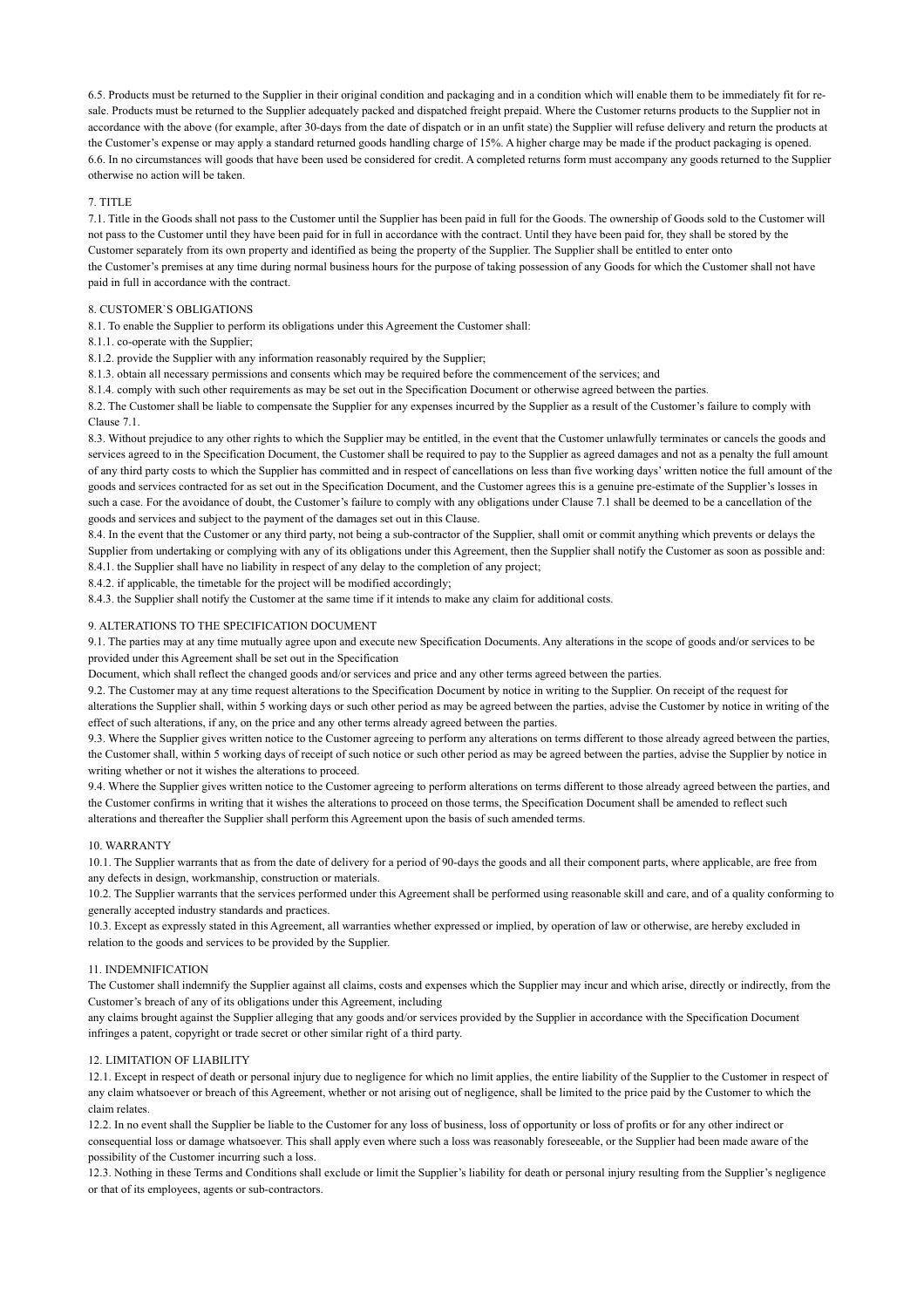6.5. Products must be returned to the Supplier in their original condition and packaging and in a condition which will enable them to be immediately fit for re-sale. Products must be returned to the Supplier adequately packed and dispatched freight prepaid. Where the Customer returns products to the Supplier not in accordance with the above (for example, after 30-days from the date of dispatch or in an unfit state) the Supplier will refuse delivery and return the products at the Customer's expense or may apply a standard returned goods handling charge of 15%. A higher charge may be made if the product packaging is opened.

6.6. In no circumstances will goods that have been used be considered for credit. A completed returns form must accompany any goods returned to the Supplier otherwise no action will be taken.

## 7. TITLE

7.1. Title in the Goods shall not pass to the Customer until the Supplier has been paid in full for the Goods. The ownership of Goods sold to the Customer will not pass to the Customer until they have been paid for in full in accordance with the contract. Until they have been paid for, they shall be stored by the Customer separately from its own property and identified as being the property of the Supplier. The Supplier shall be entitled to enter onto the Customer's premises at any time during normal business hours for the purpose of taking possession of any Goods for which the Customer shall not have paid in full in accordance with the contract.

## 8. CUSTOMER`S OBLIGATIONS

8.1. To enable the Supplier to perform its obligations under this Agreement the Customer shall:

8.1.1. co-operate with the Supplier;

8.1.2. provide the Supplier with any information reasonably required by the Supplier;

8.1.3. obtain all necessary permissions and consents which may be required before the commencement of the services; and

8.1.4. comply with such other requirements as may be set out in the Specification Document or otherwise agreed between the parties.

8.2. The Customer shall be liable to compensate the Supplier for any expenses incurred by the Supplier as a result of the Customer's failure to comply with Clause 7.1.

8.3. Without prejudice to any other rights to which the Supplier may be entitled, in the event that the Customer unlawfully terminates or cancels the goods and services agreed to in the Specification Document, the Customer shall be required to pay to the Supplier as agreed damages and not as a penalty the full amount of any third party costs to which the Supplier has committed and in respect of cancellations on less than five working days' written notice the full amount of the goods and services contracted for as set out in the Specification Document, and the Customer agrees this is a genuine pre-estimate of the Supplier's losses in such a case. For the avoidance of doubt, the Customer's failure to comply with any obligations under Clause 7.1 shall be deemed to be a cancellation of the goods and services and subject to the payment of the damages set out in this Clause.

8.4. In the event that the Customer or any third party, not being a sub-contractor of the Supplier, shall omit or commit anything which prevents or delays the Supplier from undertaking or complying with any of its obligations under this Agreement, then the Supplier shall notify the Customer as soon as possible and:

8.4.1. the Supplier shall have no liability in respect of any delay to the completion of any project;

8.4.2. if applicable, the timetable for the project will be modified accordingly;

8.4.3. the Supplier shall notify the Customer at the same time if it intends to make any claim for additional costs.

## 9. ALTERATIONS TO THE SPECIFICATION DOCUMENT

9.1. The parties may at any time mutually agree upon and execute new Specification Documents. Any alterations in the scope of goods and/or services to be provided under this Agreement shall be set out in the Specification Document, which shall reflect the changed goods and/or services and price and any other terms agreed between the parties.

9.2. The Customer may at any time request alterations to the Specification Document by notice in writing to the Supplier. On receipt of the request for alterations the Supplier shall, within 5 working days or such other period as may be agreed between the parties, advise the Customer by notice in writing of the effect of such alterations, if any, on the price and any other terms already agreed between the parties.

9.3. Where the Supplier gives written notice to the Customer agreeing to perform any alterations on terms different to those already agreed between the parties, the Customer shall, within 5 working days of receipt of such notice or such other period as may be agreed between the parties, advise the Supplier by notice in writing whether or not it wishes the alterations to proceed.

9.4. Where the Supplier gives written notice to the Customer agreeing to perform alterations on terms different to those already agreed between the parties, and the Customer confirms in writing that it wishes the alterations to proceed on those terms, the Specification Document shall be amended to reflect such alterations and thereafter the Supplier shall perform this Agreement upon the basis of such amended terms.

## 10. WARRANTY

10.1. The Supplier warrants that as from the date of delivery for a period of 90-days the goods and all their component parts, where applicable, are free from any defects in design, workmanship, construction or materials.

10.2. The Supplier warrants that the services performed under this Agreement shall be performed using reasonable skill and care, and of a quality conforming to generally accepted industry standards and practices.

10.3. Except as expressly stated in this Agreement, all warranties whether expressed or implied, by operation of law or otherwise, are hereby excluded in relation to the goods and services to be provided by the Supplier.

## 11. INDEMNIFICATION

The Customer shall indemnify the Supplier against all claims, costs and expenses which the Supplier may incur and which arise, directly or indirectly, from the Customer's breach of any of its obligations under this Agreement, including any claims brought against the Supplier alleging that any goods and/or services provided by the Supplier in accordance with the Specification Document infringes a patent, copyright or trade secret or other similar right of a third party.

## 12. LIMITATION OF LIABILITY

12.1. Except in respect of death or personal injury due to negligence for which no limit applies, the entire liability of the Supplier to the Customer in respect of any claim whatsoever or breach of this Agreement, whether or not arising out of negligence, shall be limited to the price paid by the Customer to which the claim relates.

12.2. In no event shall the Supplier be liable to the Customer for any loss of business, loss of opportunity or loss of profits or for any other indirect or consequential loss or damage whatsoever. This shall apply even where such a loss was reasonably foreseeable, or the Supplier had been made aware of the possibility of the Customer incurring such a loss.

12.3. Nothing in these Terms and Conditions shall exclude or limit the Supplier's liability for death or personal injury resulting from the Supplier's negligence or that of its employees, agents or sub-contractors.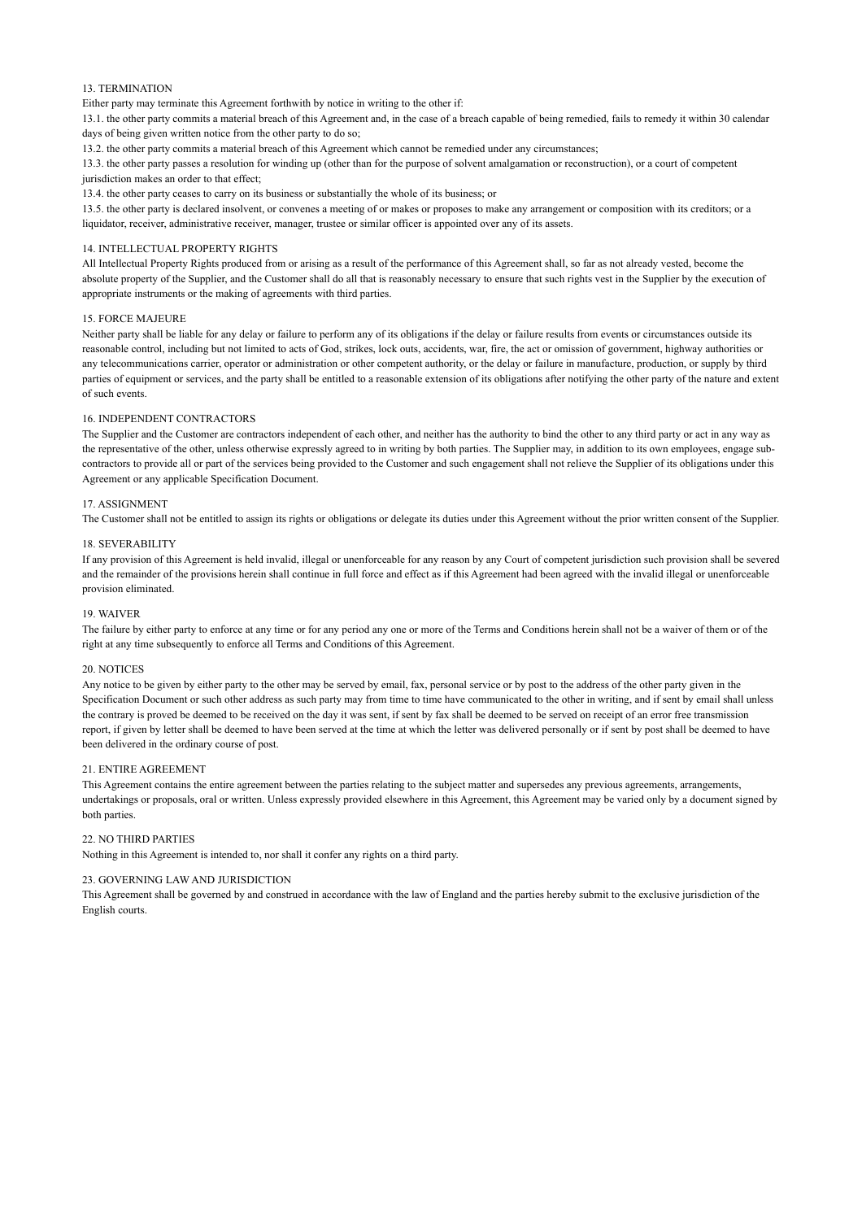## 13. TERMINATION

Either party may terminate this Agreement forthwith by notice in writing to the other if:

13.1. the other party commits a material breach of this Agreement and, in the case of a breach capable of being remedied, fails to remedy it within 30 calendar days of being given written notice from the other party to do so;

13.2. the other party commits a material breach of this Agreement which cannot be remedied under any circumstances;

13.3. the other party passes a resolution for winding up (other than for the purpose of solvent amalgamation or reconstruction), or a court of competent jurisdiction makes an order to that effect;

13.4. the other party ceases to carry on its business or substantially the whole of its business; or

13.5. the other party is declared insolvent, or convenes a meeting of or makes or proposes to make any arrangement or composition with its creditors; or a liquidator, receiver, administrative receiver, manager, trustee or similar officer is appointed over any of its assets.

## 14. INTELLECTUAL PROPERTY RIGHTS

All Intellectual Property Rights produced from or arising as a result of the performance of this Agreement shall, so far as not already vested, become the absolute property of the Supplier, and the Customer shall do all that is reasonably necessary to ensure that such rights vest in the Supplier by the execution of appropriate instruments or the making of agreements with third parties.

## 15. FORCE MAJEURE

Neither party shall be liable for any delay or failure to perform any of its obligations if the delay or failure results from events or circumstances outside its reasonable control, including but not limited to acts of God, strikes, lock outs, accidents, war, fire, the act or omission of government, highway authorities or any telecommunications carrier, operator or administration or other competent authority, or the delay or failure in manufacture, production, or supply by third parties of equipment or services, and the party shall be entitled to a reasonable extension of its obligations after notifying the other party of the nature and extent of such events.

## 16. INDEPENDENT CONTRACTORS

The Supplier and the Customer are contractors independent of each other, and neither has the authority to bind the other to any third party or act in any way as the representative of the other, unless otherwise expressly agreed to in writing by both parties. The Supplier may, in addition to its own employees, engage sub-contractors to provide all or part of the services being provided to the Customer and such engagement shall not relieve the Supplier of its obligations under this Agreement or any applicable Specification Document.

## 17. ASSIGNMENT

The Customer shall not be entitled to assign its rights or obligations or delegate its duties under this Agreement without the prior written consent of the Supplier.

## 18. SEVERABILITY

If any provision of this Agreement is held invalid, illegal or unenforceable for any reason by any Court of competent jurisdiction such provision shall be severed and the remainder of the provisions herein shall continue in full force and effect as if this Agreement had been agreed with the invalid illegal or unenforceable provision eliminated.

## 19. WAIVER

The failure by either party to enforce at any time or for any period any one or more of the Terms and Conditions herein shall not be a waiver of them or of the right at any time subsequently to enforce all Terms and Conditions of this Agreement.

## 20. NOTICES

Any notice to be given by either party to the other may be served by email, fax, personal service or by post to the address of the other party given in the Specification Document or such other address as such party may from time to time have communicated to the other in writing, and if sent by email shall unless the contrary is proved be deemed to be received on the day it was sent, if sent by fax shall be deemed to be served on receipt of an error free transmission report, if given by letter shall be deemed to have been served at the time at which the letter was delivered personally or if sent by post shall be deemed to have been delivered in the ordinary course of post.

## 21. ENTIRE AGREEMENT

This Agreement contains the entire agreement between the parties relating to the subject matter and supersedes any previous agreements, arrangements, undertakings or proposals, oral or written. Unless expressly provided elsewhere in this Agreement, this Agreement may be varied only by a document signed by both parties.

## 22. NO THIRD PARTIES

Nothing in this Agreement is intended to, nor shall it confer any rights on a third party.

## 23. GOVERNING LAW AND JURISDICTION

This Agreement shall be governed by and construed in accordance with the law of England and the parties hereby submit to the exclusive jurisdiction of the English courts.